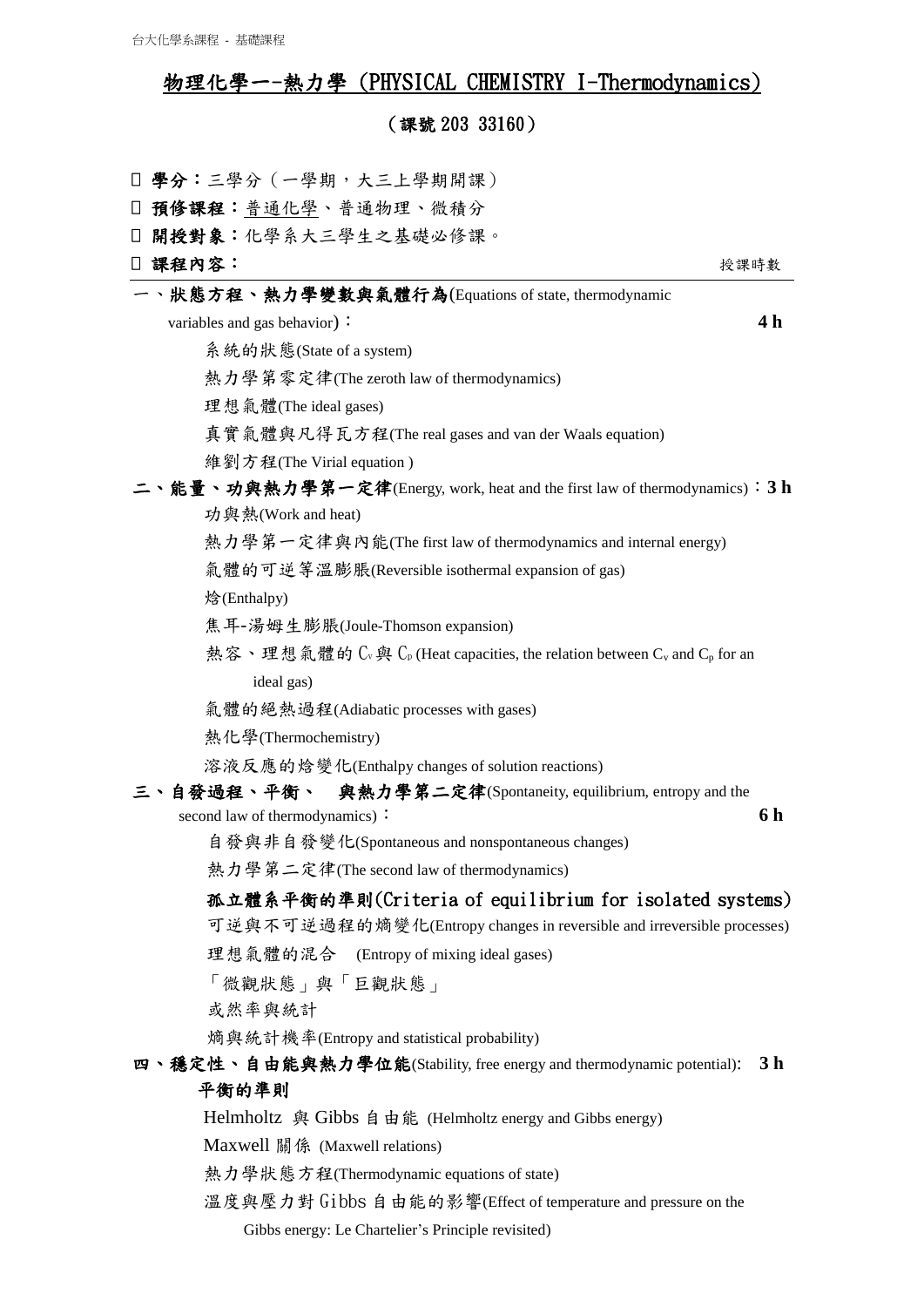# 物理化學一--熱力學 (PHYSICAL CHEMISTRY I-Thermodynamics)

## (課號 203 33160)

- **學分**：三學分（一學期，大三上學期開課）
- **預修課程**：普通化學、普通物理、微積分
- **開授對象**：化學系大三學生之基礎必修課。
- **課程內容**： 授課時數

**一、狀態方程、熱力學變數與氣體行為**(Equations of state, thermodynamic variables and gas behavior)： **4 h**

- 系統的狀態(State of a system)
- 熱力學第零定律(The zeroth law of thermodynamics)
- 理想氣體(The ideal gases)
- 真實氣體與凡得瓦方程(The real gases and van der Waals equation)
- 維劉方程(The Virial equation )

**二、能量、功與熱力學第一定律**(Energy, work, heat and the first law of thermodynamics)：**3 h**

- 功與熱(Work and heat)
- 熱力學第一定律與內能(The first law of thermodynamics and internal energy)
- 氣體的可逆等溫膨脹(Reversible isothermal expansion of gas)
- 焓(Enthalpy)
- 焦耳-湯姆生膨脹(Joule-Thomson expansion)
- 熱容、理想氣體的 $C_v$ 與 $C_p$ (Heat capacities, the relation between $C_v$ and $C_p$ for an ideal gas)
- 氣體的絕熱過程(Adiabatic processes with gases)
- 熱化學(Thermochemistry)
- 溶液反應的焓變化(Enthalpy changes of solution reactions)

**三、自發過程、平衡、 與熱力學第二定律**(Spontaneity, equilibrium, entropy and the second law of thermodynamics)： **6 h**

- 自發與非自發變化(Spontaneous and nonspontaneous changes)
- 熱力學第二定律(The second law of thermodynamics)
- **孤立體系平衡的準則(Criteria of equilibrium for isolated systems)**
- 可逆與不可逆過程的熵變化(Entropy changes in reversible and irreversible processes)
- 理想氣體的混合 (Entropy of mixing ideal gases)
- 「微觀狀態」與「巨觀狀態」
- 或然率與統計
- 熵與統計機率(Entropy and statistical probability)

**四、穩定性、自由能與熱力學位能**(Stability, free energy and thermodynamic potential): **3 h**

**平衡的準則**

- Helmholtz 與 Gibbs 自由能 (Helmholtz energy and Gibbs energy)
- Maxwell 關係 (Maxwell relations)
- 熱力學狀態方程(Thermodynamic equations of state)
- 溫度與壓力對 Gibbs 自由能的影響(Effect of temperature and pressure on the Gibbs energy: Le Chartelier's Principle revisited)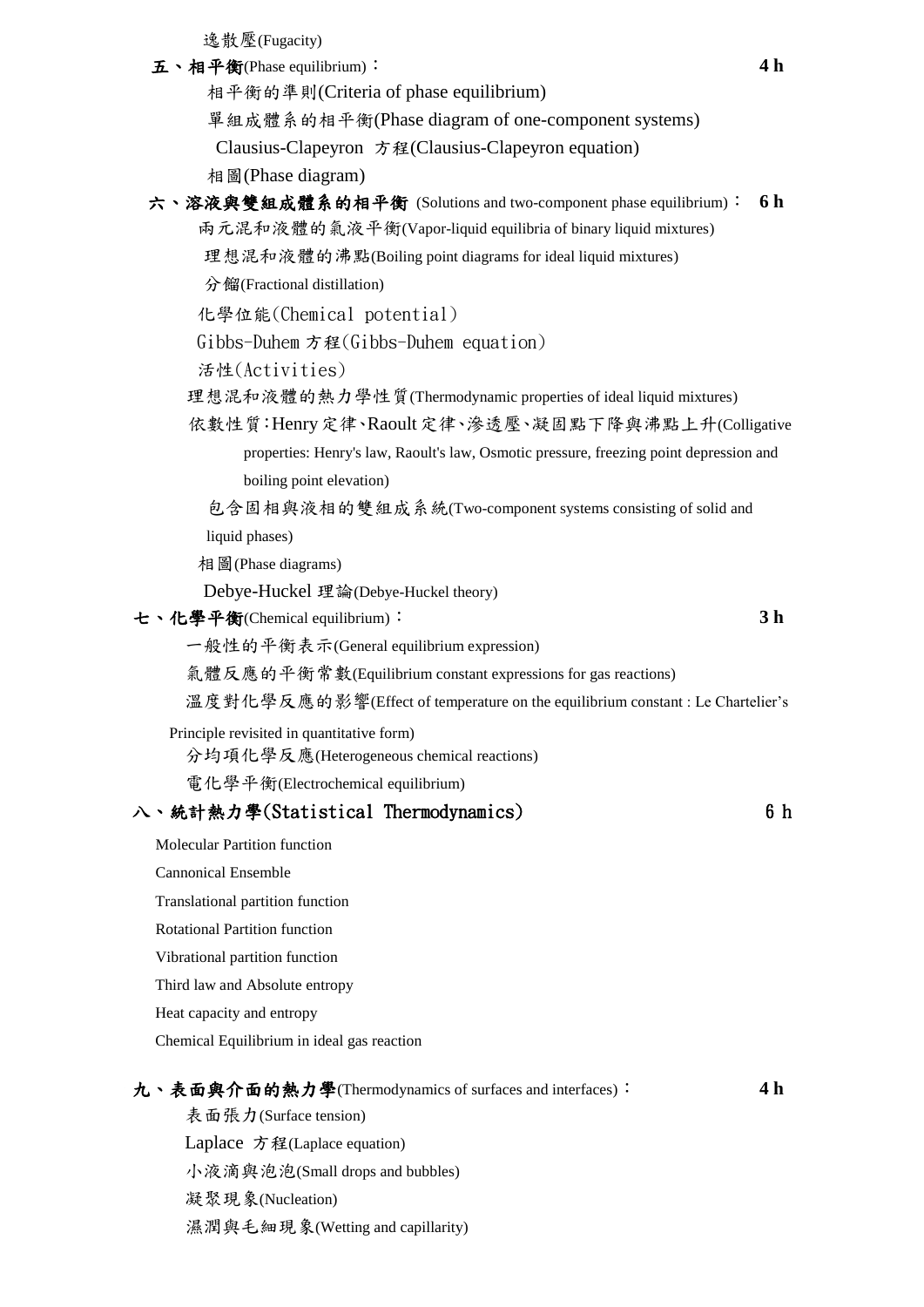逸散壓(Fugacity)

**五、相平衡**(Phase equilibrium)： **4 h**

相平衡的準則(Criteria of phase equilibrium)

單組成體系的相平衡(Phase diagram of one-component systems)

Clausius-Clapeyron 方程(Clausius-Clapeyron equation)

相圖(Phase diagram)

**六、溶液與雙組成體系的相平衡** (Solutions and two-component phase equilibrium)： **6 h**

兩元混和液體的氣液平衡(Vapor-liquid equilibria of binary liquid mixtures)

理想混和液體的沸點(Boiling point diagrams for ideal liquid mixtures)

分餾(Fractional distillation)

化學位能(Chemical potential)

Gibbs-Duhem 方程(Gibbs-Duhem equation)

活性(Activities)

理想混和液體的熱力學性質(Thermodynamic properties of ideal liquid mixtures)

依數性質:Henry 定律、Raoult 定律、滲透壓、凝固點下降與沸點上升(Colligative properties: Henry's law, Raoult's law, Osmotic pressure, freezing point depression and boiling point elevation)

包含固相與液相的雙組成系統(Two-component systems consisting of solid and liquid phases)

相圖(Phase diagrams)

Debye-Huckel 理論(Debye-Huckel theory)

**七、化學平衡**(Chemical equilibrium)： **3 h**

一般性的平衡表示(General equilibrium expression)

氣體反應的平衡常數(Equilibrium constant expressions for gas reactions)

溫度對化學反應的影響(Effect of temperature on the equilibrium constant : Le Chartelier's Principle revisited in quantitative form)

分均項化學反應(Heterogeneous chemical reactions)

電化學平衡(Electrochemical equilibrium)

**八、統計熱力學(Statistical Thermodynamics)** 6 h

Molecular Partition function

Cannonical Ensemble

Translational partition function

Rotational Partition function

Vibrational partition function

Third law and Absolute entropy

Heat capacity and entropy

Chemical Equilibrium in ideal gas reaction

**九、表面與介面的熱力學**(Thermodynamics of surfaces and interfaces)： **4 h**

表面張力(Surface tension)

Laplace 方程(Laplace equation)

小液滴與泡泡(Small drops and bubbles)

凝聚現象(Nucleation)

濕潤與毛細現象(Wetting and capillarity)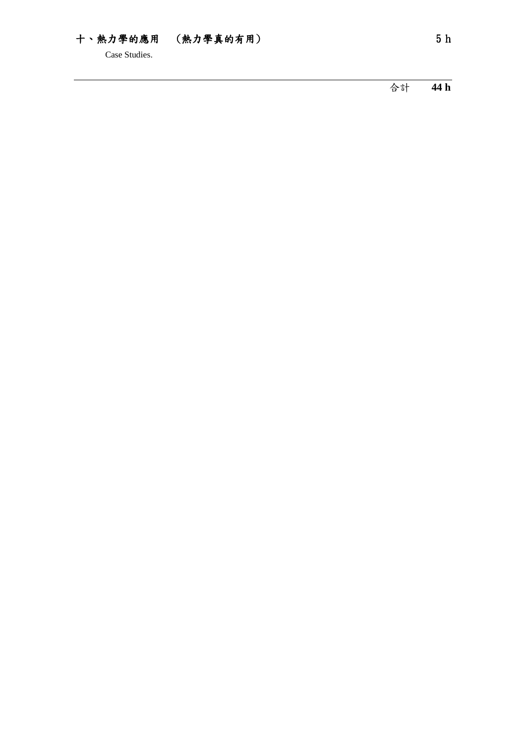十、熱力學的應用　（熱力學真的有用）　5 h

Case Studies.

---

合計　**44 h**